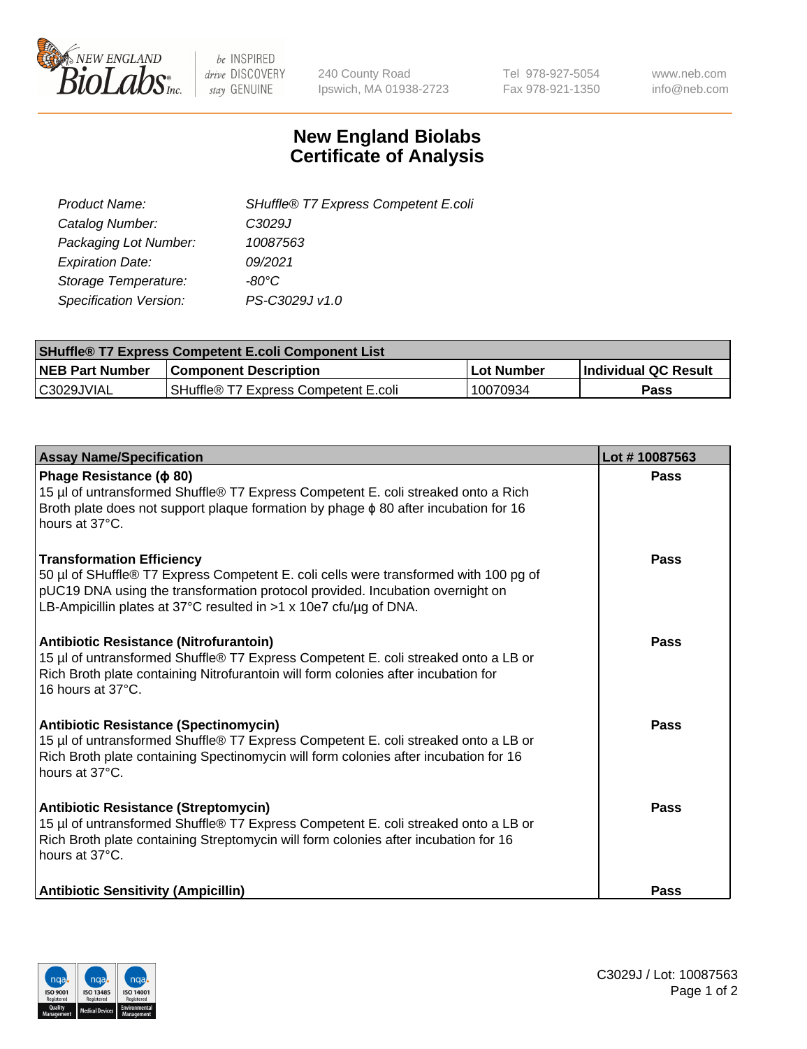New England BioLabs Inc. — be INSPIRED drive DISCOVERY stay GENUINE

240 County Road
Ipswich, MA 01938-2723

Tel 978-927-5054
Fax 978-921-1350

www.neb.com
info@neb.com

# New England Biolabs
# Certificate of Analysis

| | |
|---|---|
| *Product Name:* | *SHuffle® T7 Express Competent E.coli* |
| *Catalog Number:* | *C3029J* |
| *Packaging Lot Number:* | *10087563* |
| *Expiration Date:* | *09/2021* |
| *Storage Temperature:* | *-80°C* |
| *Specification Version:* | *PS-C3029J v1.0* |

| SHuffle® T7 Express Competent E.coli Component List | | | |
|---|---|---|---|
| **NEB Part Number** | **Component Description** | **Lot Number** | **Individual QC Result** |
| C3029JVIAL | SHuffle® T7 Express Competent E.coli | 10070934 | **Pass** |

| Assay Name/Specification | Lot # 10087563 |
|---|---|
| **Phage Resistance (ϕ 80)**<br>15 µl of untransformed Shuffle® T7 Express Competent E. coli streaked onto a Rich Broth plate does not support plaque formation by phage ϕ 80 after incubation for 16 hours at 37°C. | **Pass** |
| **Transformation Efficiency**<br>50 µl of SHuffle® T7 Express Competent E. coli cells were transformed with 100 pg of pUC19 DNA using the transformation protocol provided. Incubation overnight on LB-Ampicillin plates at 37°C resulted in >1 x 10e7 cfu/µg of DNA. | **Pass** |
| **Antibiotic Resistance (Nitrofurantoin)**<br>15 µl of untransformed Shuffle® T7 Express Competent E. coli streaked onto a LB or Rich Broth plate containing Nitrofurantoin will form colonies after incubation for 16 hours at 37°C. | **Pass** |
| **Antibiotic Resistance (Spectinomycin)**<br>15 µl of untransformed Shuffle® T7 Express Competent E. coli streaked onto a LB or Rich Broth plate containing Spectinomycin will form colonies after incubation for 16 hours at 37°C. | **Pass** |
| **Antibiotic Resistance (Streptomycin)**<br>15 µl of untransformed Shuffle® T7 Express Competent E. coli streaked onto a LB or Rich Broth plate containing Streptomycin will form colonies after incubation for 16 hours at 37°C. | **Pass** |
| **Antibiotic Sensitivity (Ampicillin)** | **Pass** |

C3029J / Lot: 10087563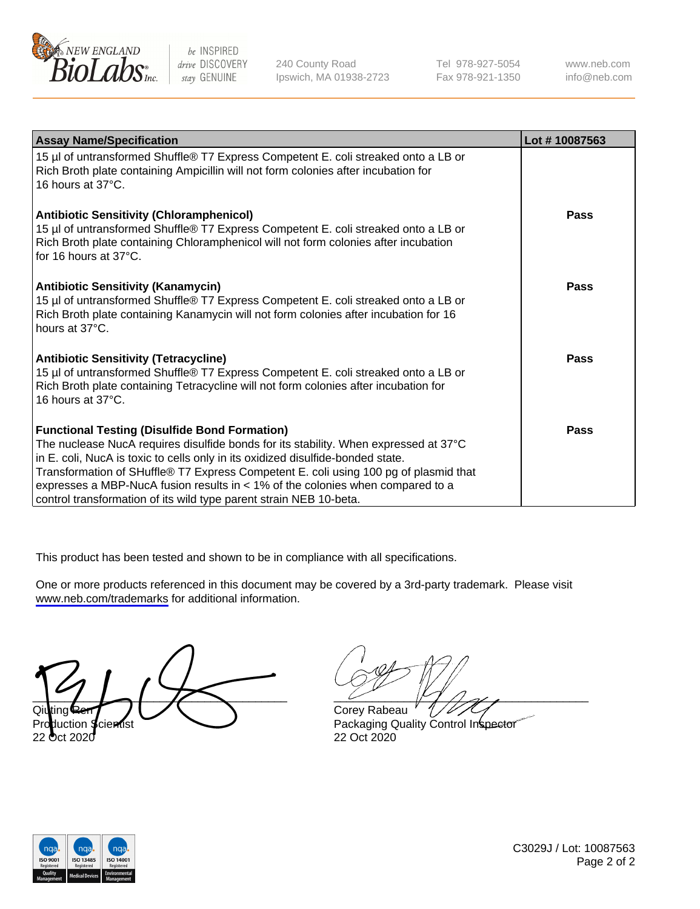| Assay Name/Specification | Lot # 10087563 |
|---|---|
| 15 µl of untransformed Shuffle® T7 Express Competent E. coli streaked onto a LB or Rich Broth plate containing Ampicillin will not form colonies after incubation for 16 hours at 37°C. | |
| **Antibiotic Sensitivity (Chloramphenicol)** 15 µl of untransformed Shuffle® T7 Express Competent E. coli streaked onto a LB or Rich Broth plate containing Chloramphenicol will not form colonies after incubation for 16 hours at 37°C. | **Pass** |
| **Antibiotic Sensitivity (Kanamycin)** 15 µl of untransformed Shuffle® T7 Express Competent E. coli streaked onto a LB or Rich Broth plate containing Kanamycin will not form colonies after incubation for 16 hours at 37°C. | **Pass** |
| **Antibiotic Sensitivity (Tetracycline)** 15 µl of untransformed Shuffle® T7 Express Competent E. coli streaked onto a LB or Rich Broth plate containing Tetracycline will not form colonies after incubation for 16 hours at 37°C. | **Pass** |
| **Functional Testing (Disulfide Bond Formation)** The nuclease NucA requires disulfide bonds for its stability. When expressed at 37°C in E. coli, NucA is toxic to cells only in its oxidized disulfide-bonded state. Transformation of SHuffle® T7 Express Competent E. coli using 100 pg of plasmid that expresses a MBP-NucA fusion results in < 1% of the colonies when compared to a control transformation of its wild type parent strain NEB 10-beta. | **Pass** |

This product has been tested and shown to be in compliance with all specifications.

One or more products referenced in this document may be covered by a 3rd-party trademark. Please visit www.neb.com/trademarks for additional information.

Qiuting Ren
Production Scientist
22 Oct 2020

Corey Rabeau
Packaging Quality Control Inspector
22 Oct 2020

C3029J / Lot: 10087563